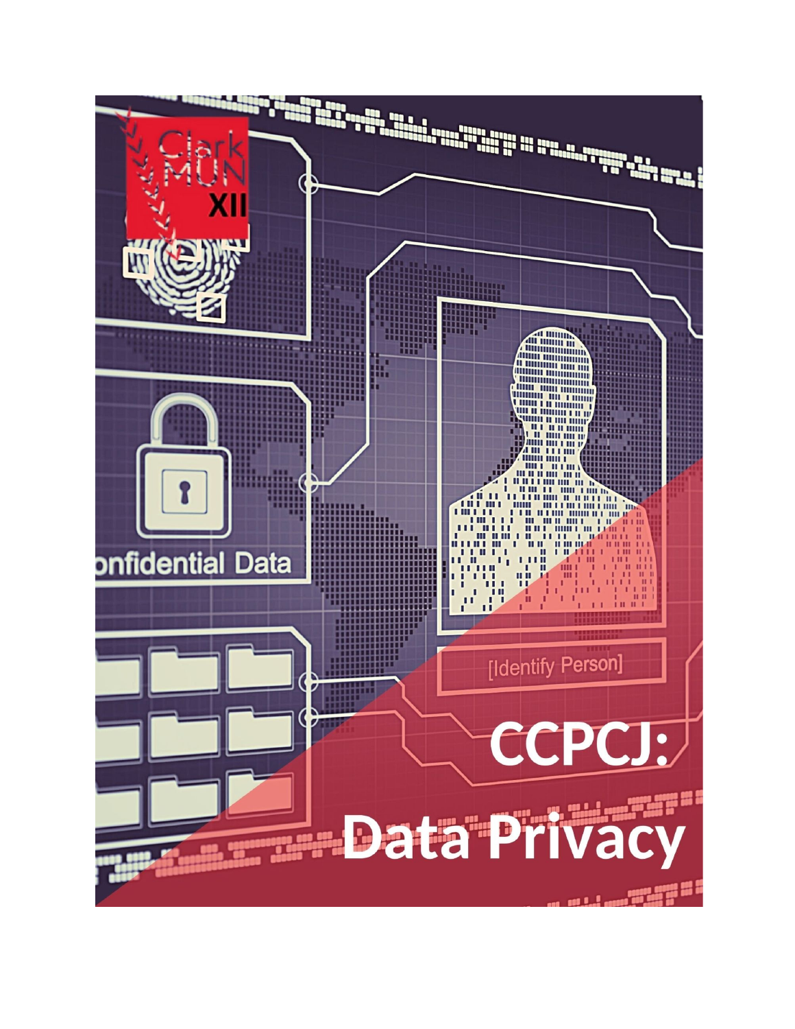# CCPCJ:

# Data Privacy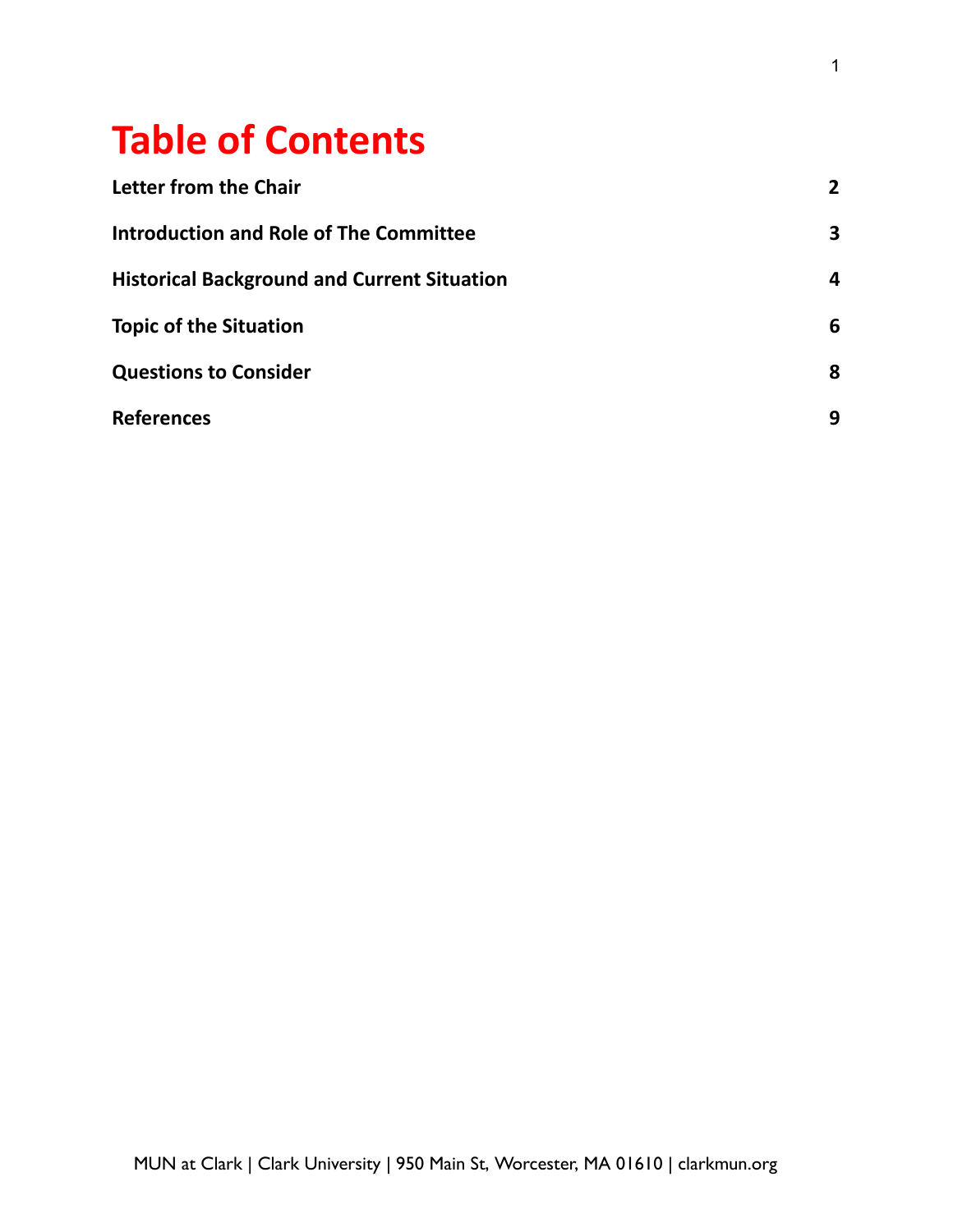# Table of Contents

| | |
|---|---|
| **Letter from the Chair** | **2** |
| **Introduction and Role of The Committee** | **3** |
| **Historical Background and Current Situation** | **4** |
| **Topic of the Situation** | **6** |
| **Questions to Consider** | **8** |
| **References** | **9** |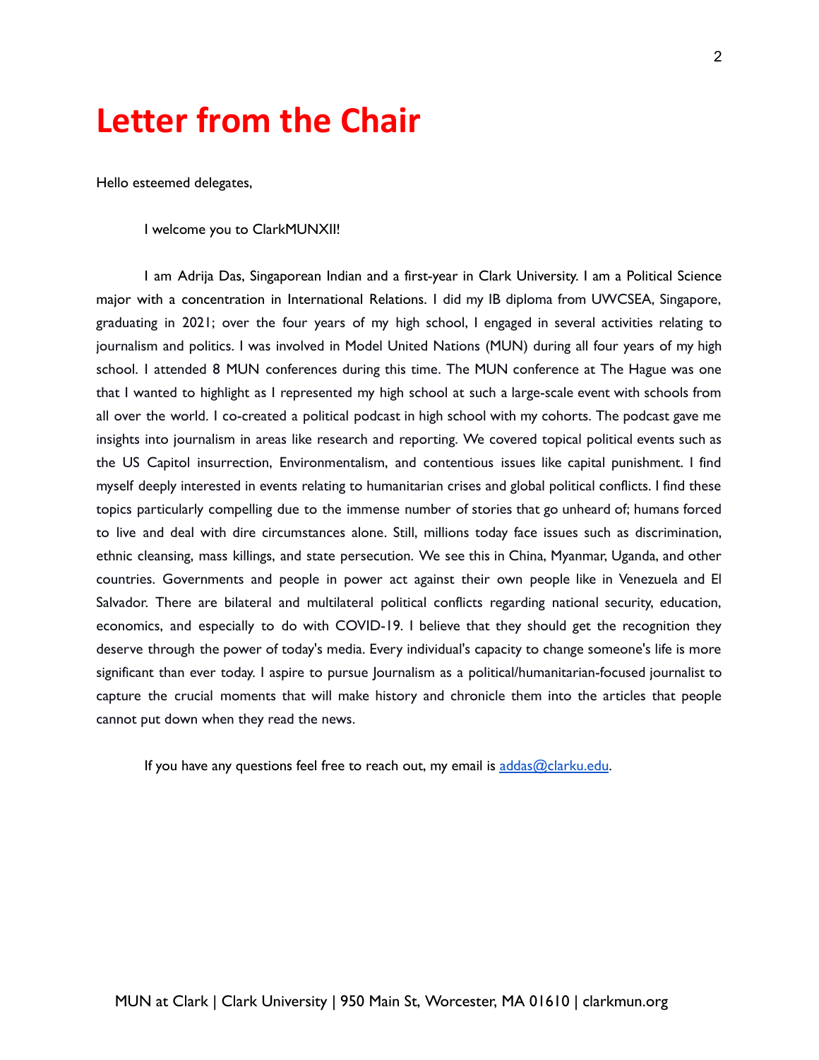# Letter from the Chair

Hello esteemed delegates,

I welcome you to ClarkMUNXII!

I am Adrija Das, Singaporean Indian and a first-year in Clark University. I am a Political Science major with a concentration in International Relations. I did my IB diploma from UWCSEA, Singapore, graduating in 2021; over the four years of my high school, I engaged in several activities relating to journalism and politics. I was involved in Model United Nations (MUN) during all four years of my high school. I attended 8 MUN conferences during this time. The MUN conference at The Hague was one that I wanted to highlight as I represented my high school at such a large-scale event with schools from all over the world. I co-created a political podcast in high school with my cohorts. The podcast gave me insights into journalism in areas like research and reporting. We covered topical political events such as the US Capitol insurrection, Environmentalism, and contentious issues like capital punishment. I find myself deeply interested in events relating to humanitarian crises and global political conflicts. I find these topics particularly compelling due to the immense number of stories that go unheard of; humans forced to live and deal with dire circumstances alone. Still, millions today face issues such as discrimination, ethnic cleansing, mass killings, and state persecution. We see this in China, Myanmar, Uganda, and other countries. Governments and people in power act against their own people like in Venezuela and El Salvador. There are bilateral and multilateral political conflicts regarding national security, education, economics, and especially to do with COVID-19. I believe that they should get the recognition they deserve through the power of today's media. Every individual's capacity to change someone's life is more significant than ever today. I aspire to pursue Journalism as a political/humanitarian-focused journalist to capture the crucial moments that will make history and chronicle them into the articles that people cannot put down when they read the news.

If you have any questions feel free to reach out, my email is addas@clarku.edu.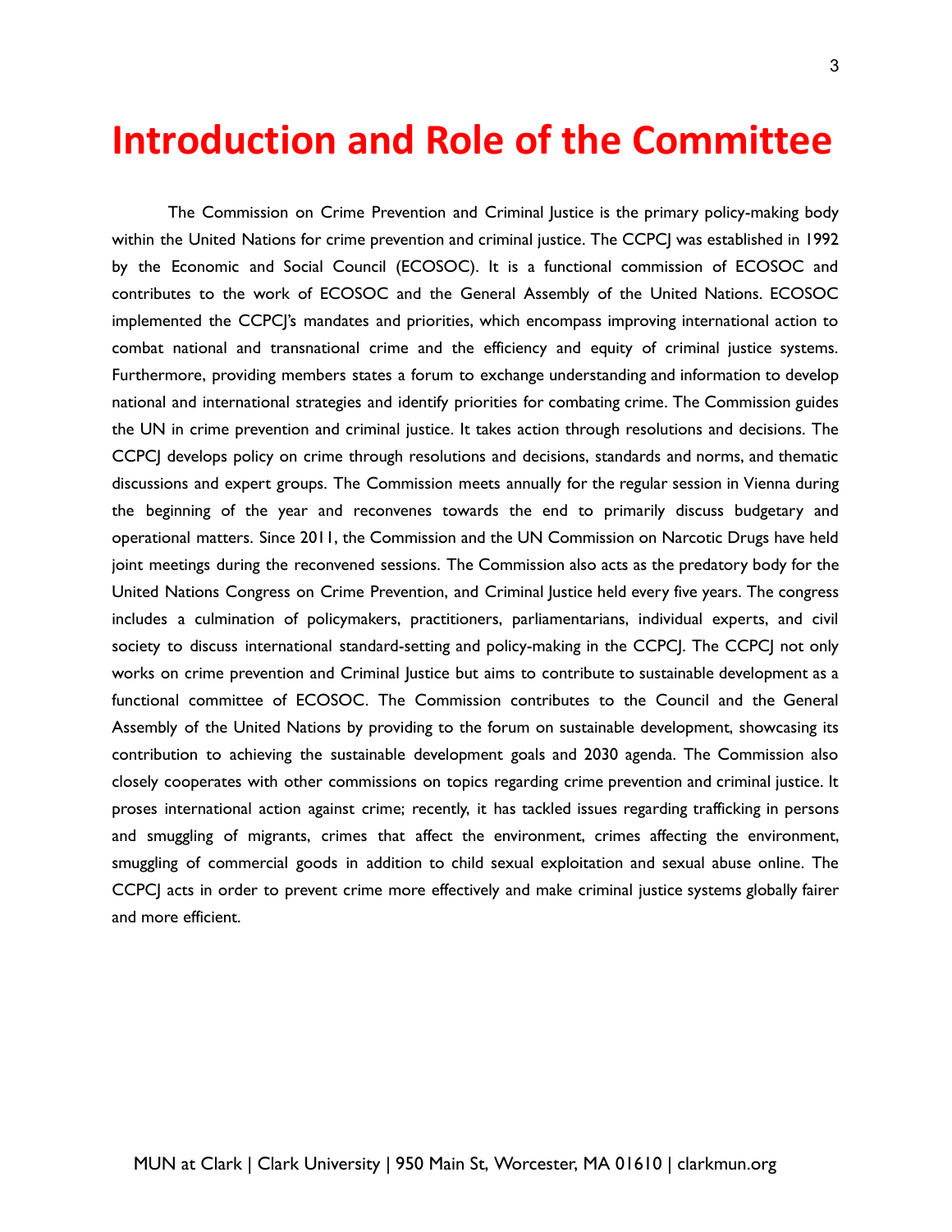# Introduction and Role of the Committee

The Commission on Crime Prevention and Criminal Justice is the primary policy-making body within the United Nations for crime prevention and criminal justice. The CCPCJ was established in 1992 by the Economic and Social Council (ECOSOC). It is a functional commission of ECOSOC and contributes to the work of ECOSOC and the General Assembly of the United Nations. ECOSOC implemented the CCPCJ's mandates and priorities, which encompass improving international action to combat national and transnational crime and the efficiency and equity of criminal justice systems. Furthermore, providing members states a forum to exchange understanding and information to develop national and international strategies and identify priorities for combating crime. The Commission guides the UN in crime prevention and criminal justice. It takes action through resolutions and decisions. The CCPCJ develops policy on crime through resolutions and decisions, standards and norms, and thematic discussions and expert groups. The Commission meets annually for the regular session in Vienna during the beginning of the year and reconvenes towards the end to primarily discuss budgetary and operational matters. Since 2011, the Commission and the UN Commission on Narcotic Drugs have held joint meetings during the reconvened sessions. The Commission also acts as the predatory body for the United Nations Congress on Crime Prevention, and Criminal Justice held every five years. The congress includes a culmination of policymakers, practitioners, parliamentarians, individual experts, and civil society to discuss international standard-setting and policy-making in the CCPCJ. The CCPCJ not only works on crime prevention and Criminal Justice but aims to contribute to sustainable development as a functional committee of ECOSOC. The Commission contributes to the Council and the General Assembly of the United Nations by providing to the forum on sustainable development, showcasing its contribution to achieving the sustainable development goals and 2030 agenda. The Commission also closely cooperates with other commissions on topics regarding crime prevention and criminal justice. It proses international action against crime; recently, it has tackled issues regarding trafficking in persons and smuggling of migrants, crimes that affect the environment, crimes affecting the environment, smugling of commercial goods in addition to child sexual exploitation and sexual abuse online. The CCPCJ acts in order to prevent crime more effectively and make criminal justice systems globally fairer and more efficient.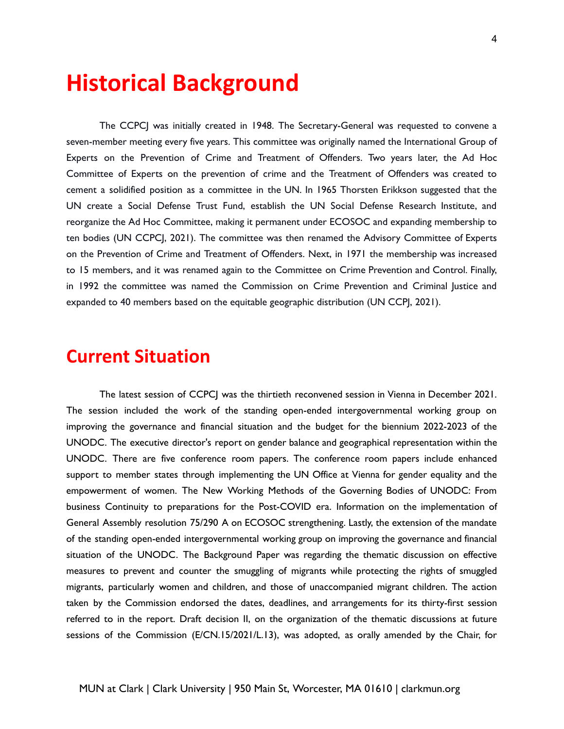# Historical Background

The CCPCJ was initially created in 1948. The Secretary-General was requested to convene a seven-member meeting every five years. This committee was originally named the International Group of Experts on the Prevention of Crime and Treatment of Offenders. Two years later, the Ad Hoc Committee of Experts on the prevention of crime and the Treatment of Offenders was created to cement a solidified position as a committee in the UN. In 1965 Thorsten Erikkson suggested that the UN create a Social Defense Trust Fund, establish the UN Social Defense Research Institute, and reorganize the Ad Hoc Committee, making it permanent under ECOSOC and expanding membership to ten bodies (UN CCPCJ, 2021). The committee was then renamed the Advisory Committee of Experts on the Prevention of Crime and Treatment of Offenders. Next, in 1971 the membership was increased to 15 members, and it was renamed again to the Committee on Crime Prevention and Control. Finally, in 1992 the committee was named the Commission on Crime Prevention and Criminal Justice and expanded to 40 members based on the equitable geographic distribution (UN CCPJ, 2021).

# Current Situation

The latest session of CCPCJ was the thirtieth reconvened session in Vienna in December 2021. The session included the work of the standing open-ended intergovernmental working group on improving the governance and financial situation and the budget for the biennium 2022-2023 of the UNODC. The executive director's report on gender balance and geographical representation within the UNODC. There are five conference room papers. The conference room papers include enhanced support to member states through implementing the UN Office at Vienna for gender equality and the empowerment of women. The New Working Methods of the Governing Bodies of UNODC: From business Continuity to preparations for the Post-COVID era. Information on the implementation of General Assembly resolution 75/290 A on ECOSOC strengthening. Lastly, the extension of the mandate of the standing open-ended intergovernmental working group on improving the governance and financial situation of the UNODC. The Background Paper was regarding the thematic discussion on effective measures to prevent and counter the smuggling of migrants while protecting the rights of smuggled migrants, particularly women and children, and those of unaccompanied migrant children. The action taken by the Commission endorsed the dates, deadlines, and arrangements for its thirty-first session referred to in the report. Draft decision II, on the organization of the thematic discussions at future sessions of the Commission (E/CN.15/2021/L.13), was adopted, as orally amended by the Chair, for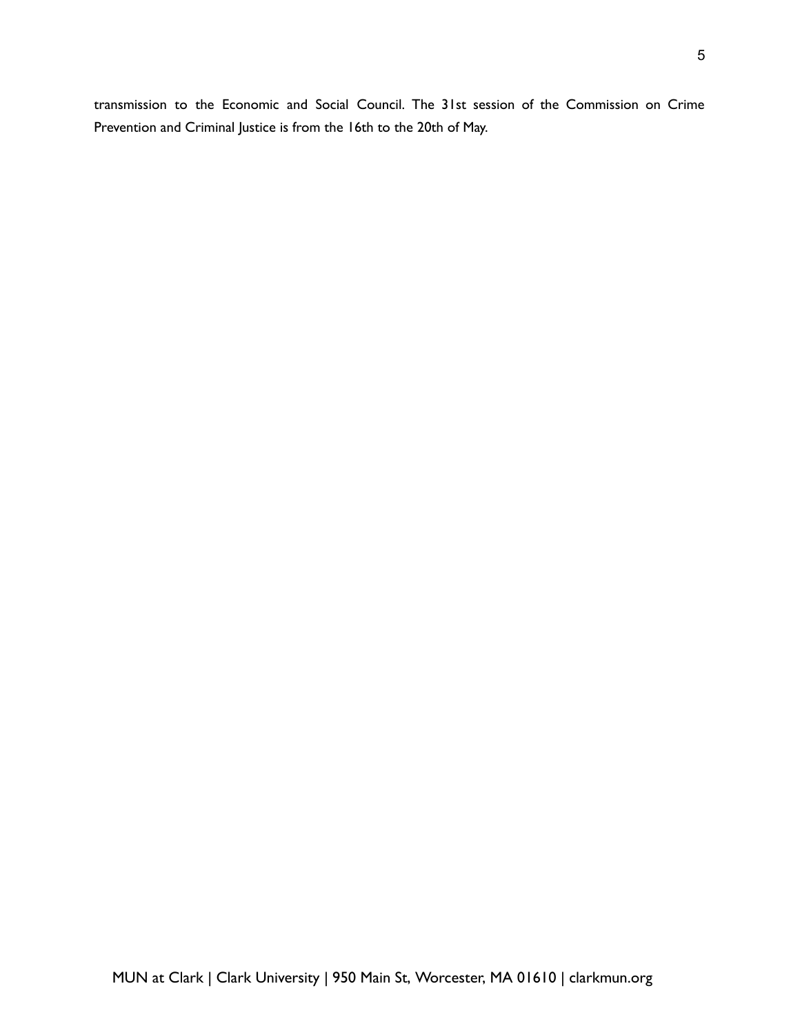transmission to the Economic and Social Council. The 31st session of the Commission on Crime Prevention and Criminal Justice is from the 16th to the 20th of May.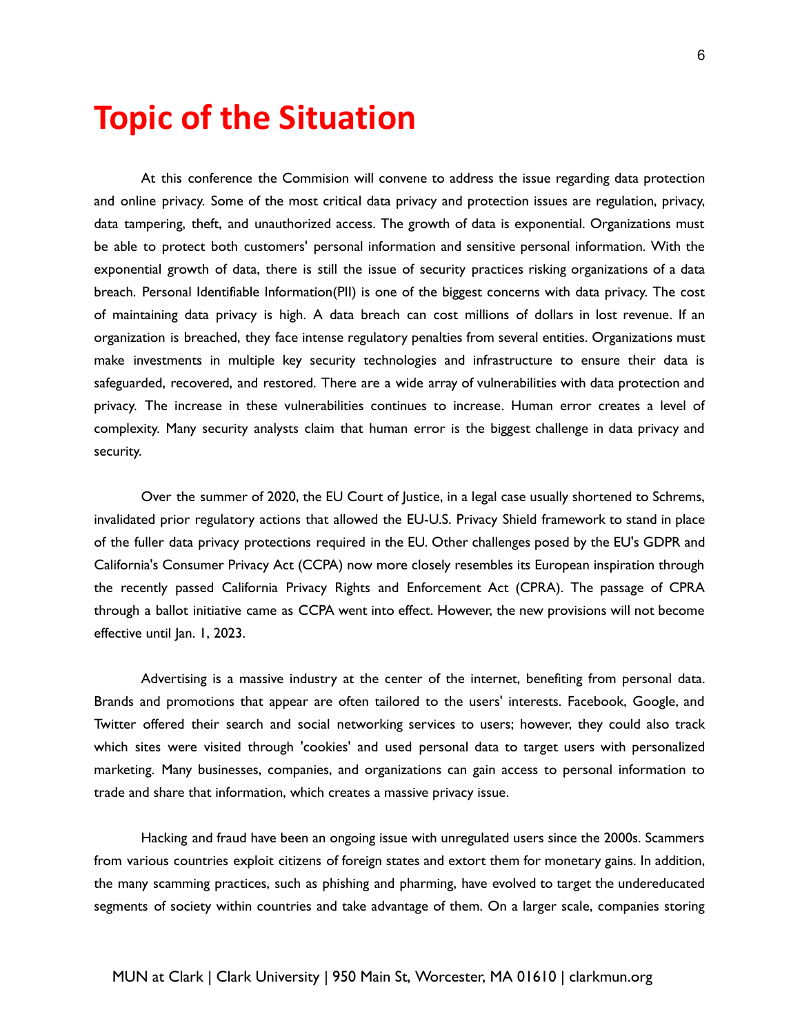# Topic of the Situation

At this conference the Commision will convene to address the issue regarding data protection and online privacy. Some of the most critical data privacy and protection issues are regulation, privacy, data tampering, theft, and unauthorized access. The growth of data is exponential. Organizations must be able to protect both customers' personal information and sensitive personal information. With the exponential growth of data, there is still the issue of security practices risking organizations of a data breach. Personal Identifiable Information(PII) is one of the biggest concerns with data privacy. The cost of maintaining data privacy is high. A data breach can cost millions of dollars in lost revenue. If an organization is breached, they face intense regulatory penalties from several entities. Organizations must make investments in multiple key security technologies and infrastructure to ensure their data is safeguarded, recovered, and restored. There are a wide array of vulnerabilities with data protection and privacy. The increase in these vulnerabilities continues to increase. Human error creates a level of complexity. Many security analysts claim that human error is the biggest challenge in data privacy and security.

Over the summer of 2020, the EU Court of Justice, in a legal case usually shortened to Schrems, invalidated prior regulatory actions that allowed the EU-U.S. Privacy Shield framework to stand in place of the fuller data privacy protections required in the EU. Other challenges posed by the EU's GDPR and California's Consumer Privacy Act (CCPA) now more closely resembles its European inspiration through the recently passed California Privacy Rights and Enforcement Act (CPRA). The passage of CPRA through a ballot initiative came as CCPA went into effect. However, the new provisions will not become effective until Jan. 1, 2023.

Advertising is a massive industry at the center of the internet, benefiting from personal data. Brands and promotions that appear are often tailored to the users' interests. Facebook, Google, and Twitter offered their search and social networking services to users; however, they could also track which sites were visited through 'cookies' and used personal data to target users with personalized marketing. Many businesses, companies, and organizations can gain access to personal information to trade and share that information, which creates a massive privacy issue.

Hacking and fraud have been an ongoing issue with unregulated users since the 2000s. Scammers from various countries exploit citizens of foreign states and extort them for monetary gains. In addition, the many scamming practices, such as phishing and pharming, have evolved to target the undereducated segments of society within countries and take advantage of them. On a larger scale, companies storing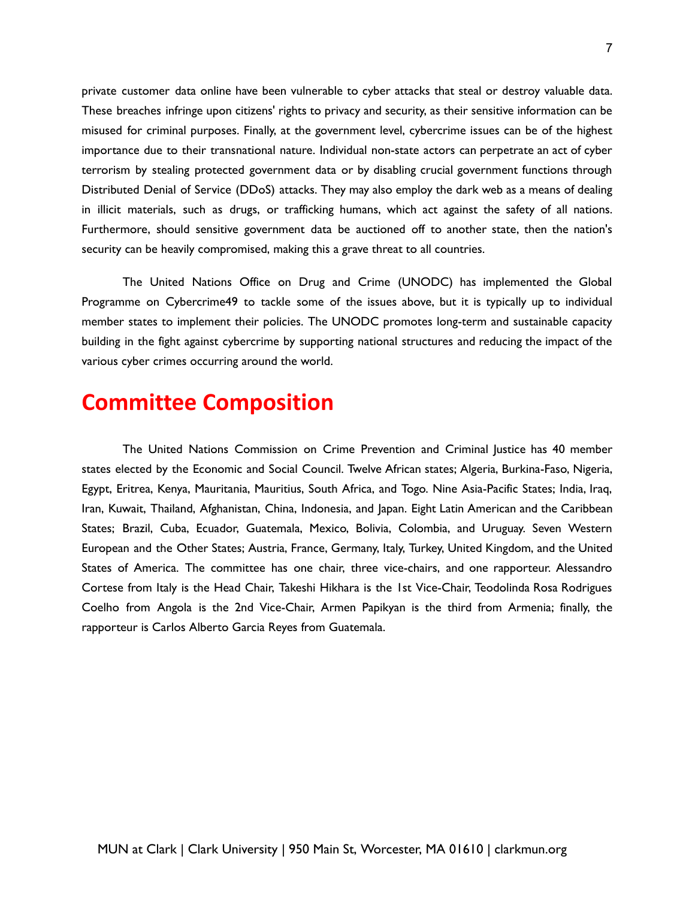private customer data online have been vulnerable to cyber attacks that steal or destroy valuable data. These breaches infringe upon citizens' rights to privacy and security, as their sensitive information can be misused for criminal purposes. Finally, at the government level, cybercrime issues can be of the highest importance due to their transnational nature. Individual non-state actors can perpetrate an act of cyber terrorism by stealing protected government data or by disabling crucial government functions through Distributed Denial of Service (DDoS) attacks. They may also employ the dark web as a means of dealing in illicit materials, such as drugs, or trafficking humans, which act against the safety of all nations. Furthermore, should sensitive government data be auctioned off to another state, then the nation's security can be heavily compromised, making this a grave threat to all countries.

The United Nations Office on Drug and Crime (UNODC) has implemented the Global Programme on Cybercrime49 to tackle some of the issues above, but it is typically up to individual member states to implement their policies. The UNODC promotes long-term and sustainable capacity building in the fight against cybercrime by supporting national structures and reducing the impact of the various cyber crimes occurring around the world.

# Committee Composition

The United Nations Commission on Crime Prevention and Criminal Justice has 40 member states elected by the Economic and Social Council. Twelve African states; Algeria, Burkina-Faso, Nigeria, Egypt, Eritrea, Kenya, Mauritania, Mauritius, South Africa, and Togo. Nine Asia-Pacific States; India, Iraq, Iran, Kuwait, Thailand, Afghanistan, China, Indonesia, and Japan. Eight Latin American and the Caribbean States; Brazil, Cuba, Ecuador, Guatemala, Mexico, Bolivia, Colombia, and Uruguay. Seven Western European and the Other States; Austria, France, Germany, Italy, Turkey, United Kingdom, and the United States of America. The committee has one chair, three vice-chairs, and one rapporteur. Alessandro Cortese from Italy is the Head Chair, Takeshi Hikhara is the 1st Vice-Chair, Teodolinda Rosa Rodrigues Coelho from Angola is the 2nd Vice-Chair, Armen Papikyan is the third from Armenia; finally, the rapporteur is Carlos Alberto Garcia Reyes from Guatemala.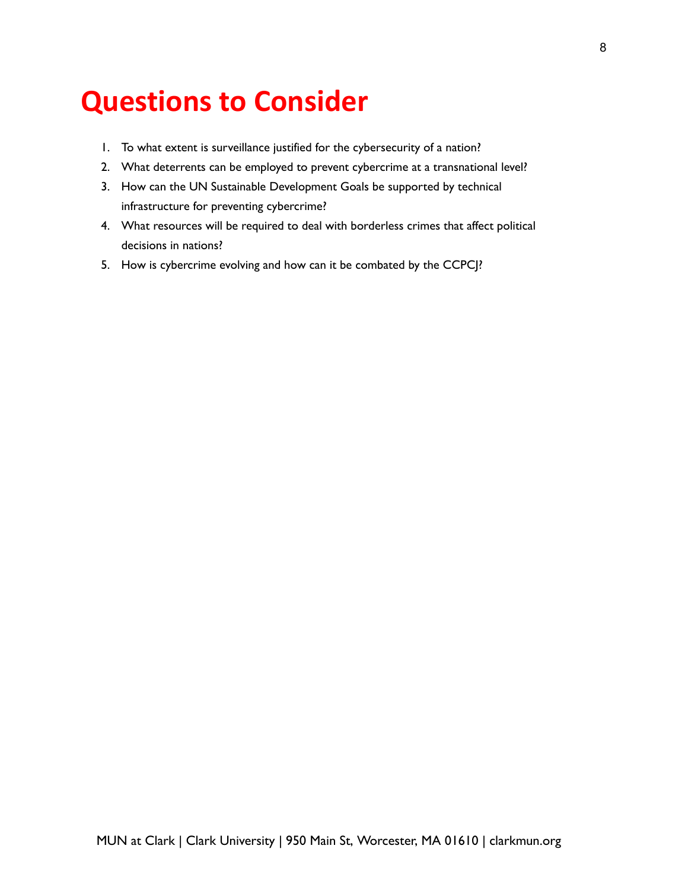# Questions to Consider

1. To what extent is surveillance justified for the cybersecurity of a nation?
2. What deterrents can be employed to prevent cybercrime at a transnational level?
3. How can the UN Sustainable Development Goals be supported by technical infrastructure for preventing cybercrime?
4. What resources will be required to deal with borderless crimes that affect political decisions in nations?
5. How is cybercrime evolving and how can it be combated by the CCPCJ?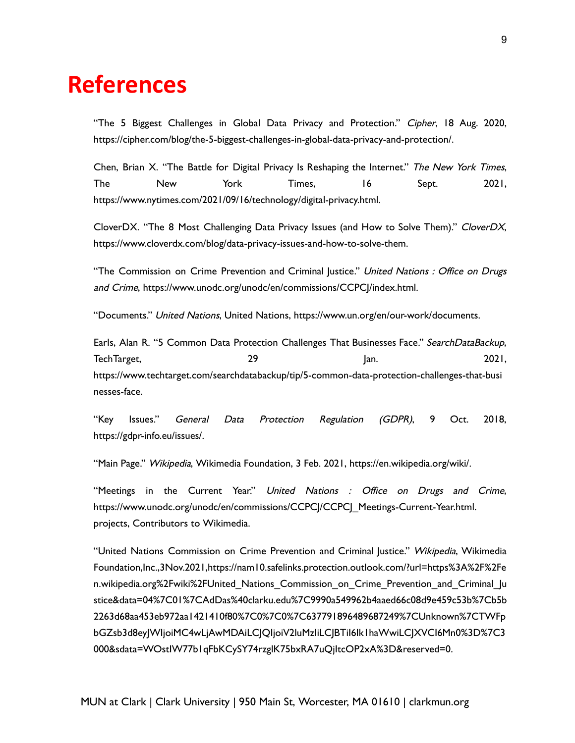# References

"The 5 Biggest Challenges in Global Data Privacy and Protection." *Cipher*, 18 Aug. 2020, https://cipher.com/blog/the-5-biggest-challenges-in-global-data-privacy-and-protection/.

Chen, Brian X. "The Battle for Digital Privacy Is Reshaping the Internet." *The New York Times*, The New York Times, 16 Sept. 2021, https://www.nytimes.com/2021/09/16/technology/digital-privacy.html.

CloverDX. "The 8 Most Challenging Data Privacy Issues (and How to Solve Them)." *CloverDX*, https://www.cloverdx.com/blog/data-privacy-issues-and-how-to-solve-them.

"The Commission on Crime Prevention and Criminal Justice." *United Nations : Office on Drugs and Crime*, https://www.unodc.org/unodc/en/commissions/CCPCJ/index.html.

"Documents." *United Nations*, United Nations, https://www.un.org/en/our-work/documents.

Earls, Alan R. "5 Common Data Protection Challenges That Businesses Face." *SearchDataBackup*, TechTarget, 29 Jan. 2021, https://www.techtarget.com/searchdatabackup/tip/5-common-data-protection-challenges-that-businesses-face.

"Key Issues." *General Data Protection Regulation (GDPR)*, 9 Oct. 2018, https://gdpr-info.eu/issues/.

"Main Page." *Wikipedia*, Wikimedia Foundation, 3 Feb. 2021, https://en.wikipedia.org/wiki/.

"Meetings in the Current Year." *United Nations : Office on Drugs and Crime*, https://www.unodc.org/unodc/en/commissions/CCPCJ/CCPCJ_Meetings-Current-Year.html. projects, Contributors to Wikimedia.

"United Nations Commission on Crime Prevention and Criminal Justice." *Wikipedia*, Wikimedia Foundation,Inc.,3Nov.2021,https://nam10.safelinks.protection.outlook.com/?url=https%3A%2F%2Fen.wikipedia.org%2Fwiki%2FUnited_Nations_Commission_on_Crime_Prevention_and_Criminal_Justice&data=04%7C01%7CAdDas%40clarku.edu%7C9990a549962b4aaed66c08d9e459c53b%7Cb5b2263d68aa453eb972aa1421410f80%7C0%7C0%7C637791896489687249%7CUnknown%7CTWFpbGZsb3d8eyJWIjoiMC4wLjAwMDAiLCJQIjoiV2luMzIiLCJBTiI6Ik1haWwiLCJXVCI6Mn0%3D%7C3000&sdata=WOstIW77b1qFbKCySY74rzglK75bxRA7uQjltcOP2xA%3D&reserved=0.